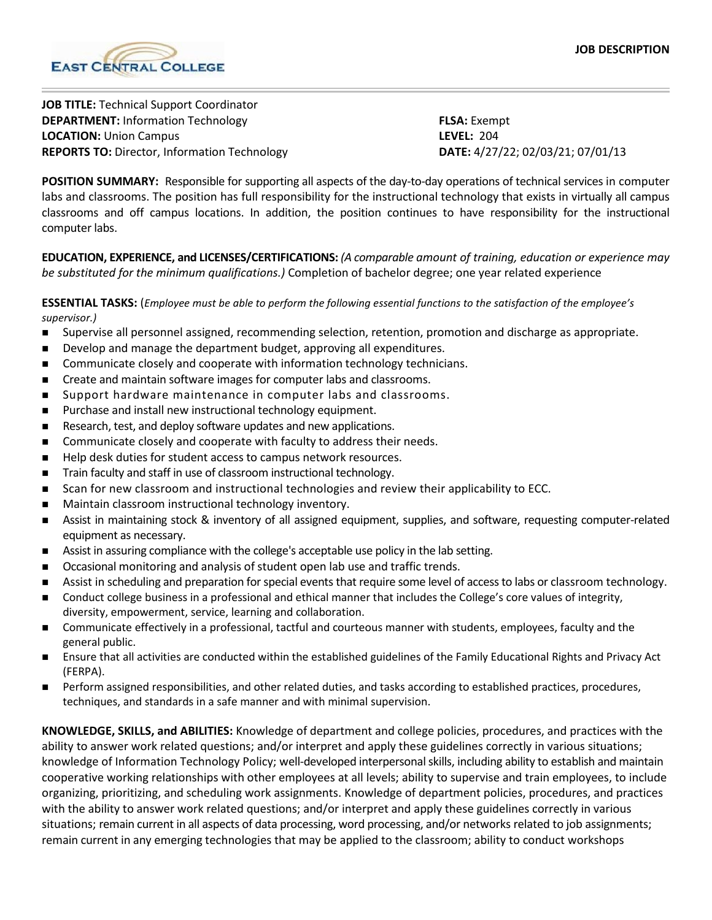EAST CENTRAL COLLEGE

JOB DESCRIPTION

**JOB TITLE:** Technical Support Coordinator
**DEPARTMENT:** Information Technology
**LOCATION:** Union Campus
**REPORTS TO:** Director, Information Technology

**FLSA:** Exempt
**LEVEL:** 204
**DATE:** 4/27/22; 02/03/21; 07/01/13

**POSITION SUMMARY:** Responsible for supporting all aspects of the day-to-day operations of technical services in computer labs and classrooms. The position has full responsibility for the instructional technology that exists in virtually all campus classrooms and off campus locations. In addition, the position continues to have responsibility for the instructional computer labs.

**EDUCATION, EXPERIENCE, and LICENSES/CERTIFICATIONS:** *(A comparable amount of training, education or experience may be substituted for the minimum qualifications.)* Completion of bachelor degree; one year related experience

**ESSENTIAL TASKS:** (*Employee must be able to perform the following essential functions to the satisfaction of the employee's supervisor.)*

- Supervise all personnel assigned, recommending selection, retention, promotion and discharge as appropriate.
- Develop and manage the department budget, approving all expenditures.
- Communicate closely and cooperate with information technology technicians.
- Create and maintain software images for computer labs and classrooms.
- Support hardware maintenance in computer labs and classrooms.
- Purchase and install new instructional technology equipment.
- Research, test, and deploy software updates and new applications.
- Communicate closely and cooperate with faculty to address their needs.
- Help desk duties for student access to campus network resources.
- Train faculty and staff in use of classroom instructional technology.
- Scan for new classroom and instructional technologies and review their applicability to ECC.
- Maintain classroom instructional technology inventory.
- Assist in maintaining stock & inventory of all assigned equipment, supplies, and software, requesting computer-related equipment as necessary.
- Assist in assuring compliance with the college's acceptable use policy in the lab setting.
- Occasional monitoring and analysis of student open lab use and traffic trends.
- Assist in scheduling and preparation for special events that require some level of access to labs or classroom technology.
- Conduct college business in a professional and ethical manner that includes the College's core values of integrity, diversity, empowerment, service, learning and collaboration.
- Communicate effectively in a professional, tactful and courteous manner with students, employees, faculty and the general public.
- Ensure that all activities are conducted within the established guidelines of the Family Educational Rights and Privacy Act (FERPA).
- Perform assigned responsibilities, and other related duties, and tasks according to established practices, procedures, techniques, and standards in a safe manner and with minimal supervision.

**KNOWLEDGE, SKILLS, and ABILITIES:** Knowledge of department and college policies, procedures, and practices with the ability to answer work related questions; and/or interpret and apply these guidelines correctly in various situations; knowledge of Information Technology Policy; well-developed interpersonal skills, including ability to establish and maintain cooperative working relationships with other employees at all levels; ability to supervise and train employees, to include organizing, prioritizing, and scheduling work assignments. Knowledge of department policies, procedures, and practices with the ability to answer work related questions; and/or interpret and apply these guidelines correctly in various situations; remain current in all aspects of data processing, word processing, and/or networks related to job assignments; remain current in any emerging technologies that may be applied to the classroom; ability to conduct workshops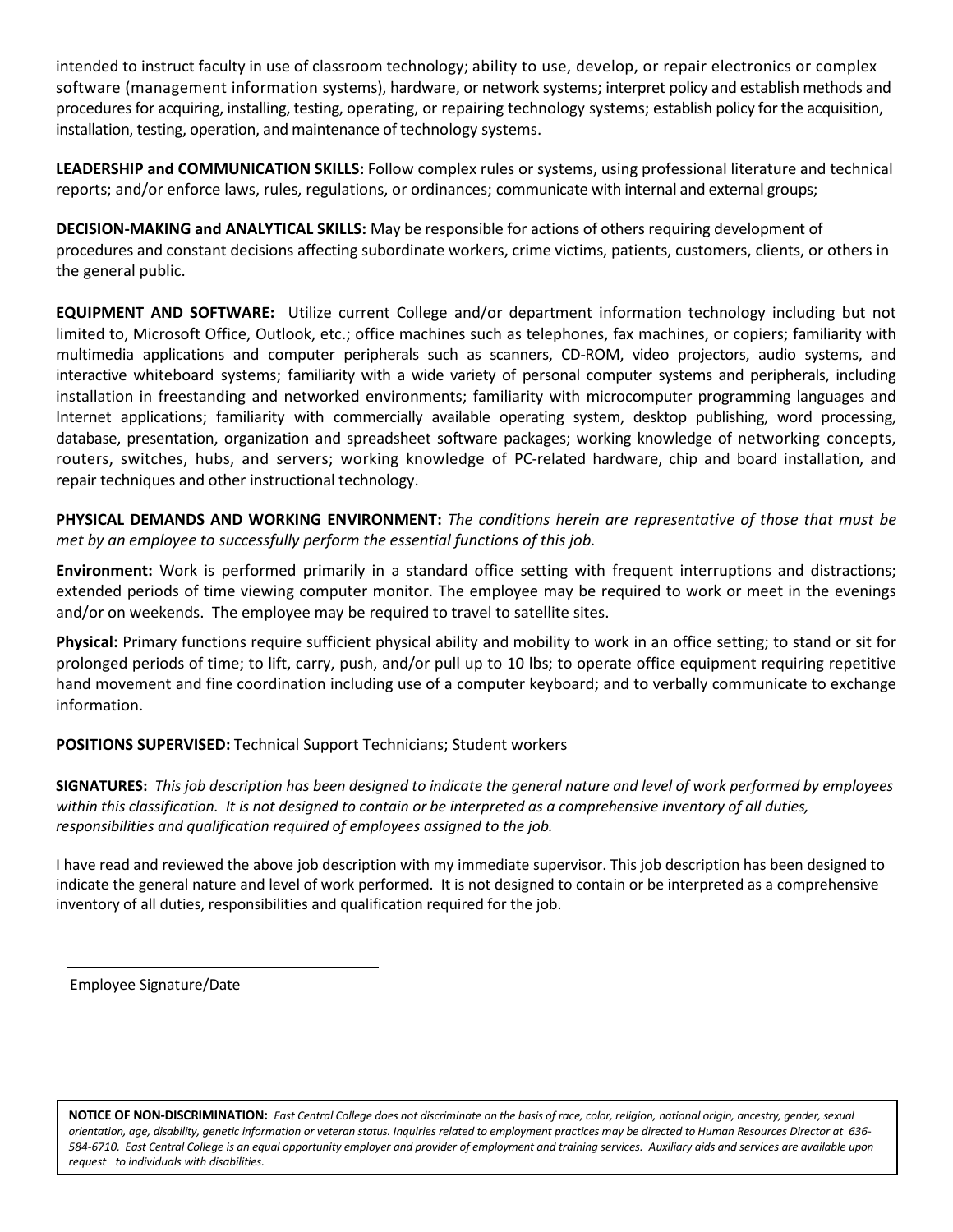intended to instruct faculty in use of classroom technology; ability to use, develop, or repair electronics or complex software (management information systems), hardware, or network systems; interpret policy and establish methods and procedures for acquiring, installing, testing, operating, or repairing technology systems; establish policy for the acquisition, installation, testing, operation, and maintenance of technology systems.

**LEADERSHIP and COMMUNICATION SKILLS:** Follow complex rules or systems, using professional literature and technical reports; and/or enforce laws, rules, regulations, or ordinances; communicate with internal and external groups;

**DECISION-MAKING and ANALYTICAL SKILLS:** May be responsible for actions of others requiring development of procedures and constant decisions affecting subordinate workers, crime victims, patients, customers, clients, or others in the general public.

**EQUIPMENT AND SOFTWARE:** Utilize current College and/or department information technology including but not limited to, Microsoft Office, Outlook, etc.; office machines such as telephones, fax machines, or copiers; familiarity with multimedia applications and computer peripherals such as scanners, CD-ROM, video projectors, audio systems, and interactive whiteboard systems; familiarity with a wide variety of personal computer systems and peripherals, including installation in freestanding and networked environments; familiarity with microcomputer programming languages and Internet applications; familiarity with commercially available operating system, desktop publishing, word processing, database, presentation, organization and spreadsheet software packages; working knowledge of networking concepts, routers, switches, hubs, and servers; working knowledge of PC-related hardware, chip and board installation, and repair techniques and other instructional technology.

**PHYSICAL DEMANDS AND WORKING ENVIRONMENT:** *The conditions herein are representative of those that must be met by an employee to successfully perform the essential functions of this job.*

**Environment:** Work is performed primarily in a standard office setting with frequent interruptions and distractions; extended periods of time viewing computer monitor. The employee may be required to work or meet in the evenings and/or on weekends. The employee may be required to travel to satellite sites.

**Physical:** Primary functions require sufficient physical ability and mobility to work in an office setting; to stand or sit for prolonged periods of time; to lift, carry, push, and/or pull up to 10 lbs; to operate office equipment requiring repetitive hand movement and fine coordination including use of a computer keyboard; and to verbally communicate to exchange information.

**POSITIONS SUPERVISED:** Technical Support Technicians; Student workers

**SIGNATURES:** *This job description has been designed to indicate the general nature and level of work performed by employees within this classification. It is not designed to contain or be interpreted as a comprehensive inventory of all duties, responsibilities and qualification required of employees assigned to the job.*

I have read and reviewed the above job description with my immediate supervisor. This job description has been designed to indicate the general nature and level of work performed. It is not designed to contain or be interpreted as a comprehensive inventory of all duties, responsibilities and qualification required for the job.

\_\_\_\_\_\_\_\_\_\_\_\_\_\_\_\_\_\_\_\_\_\_\_\_\_\_\_\_\_\_\_\_\_\_\_\_\_\_\_\_

Employee Signature/Date

**NOTICE OF NON-DISCRIMINATION:** *East Central College does not discriminate on the basis of race, color, religion, national origin, ancestry, gender, sexual orientation, age, disability, genetic information or veteran status. Inquiries related to employment practices may be directed to Human Resources Director at 636-584-6710. East Central College is an equal opportunity employer and provider of employment and training services. Auxiliary aids and services are available upon request to individuals with disabilities.*